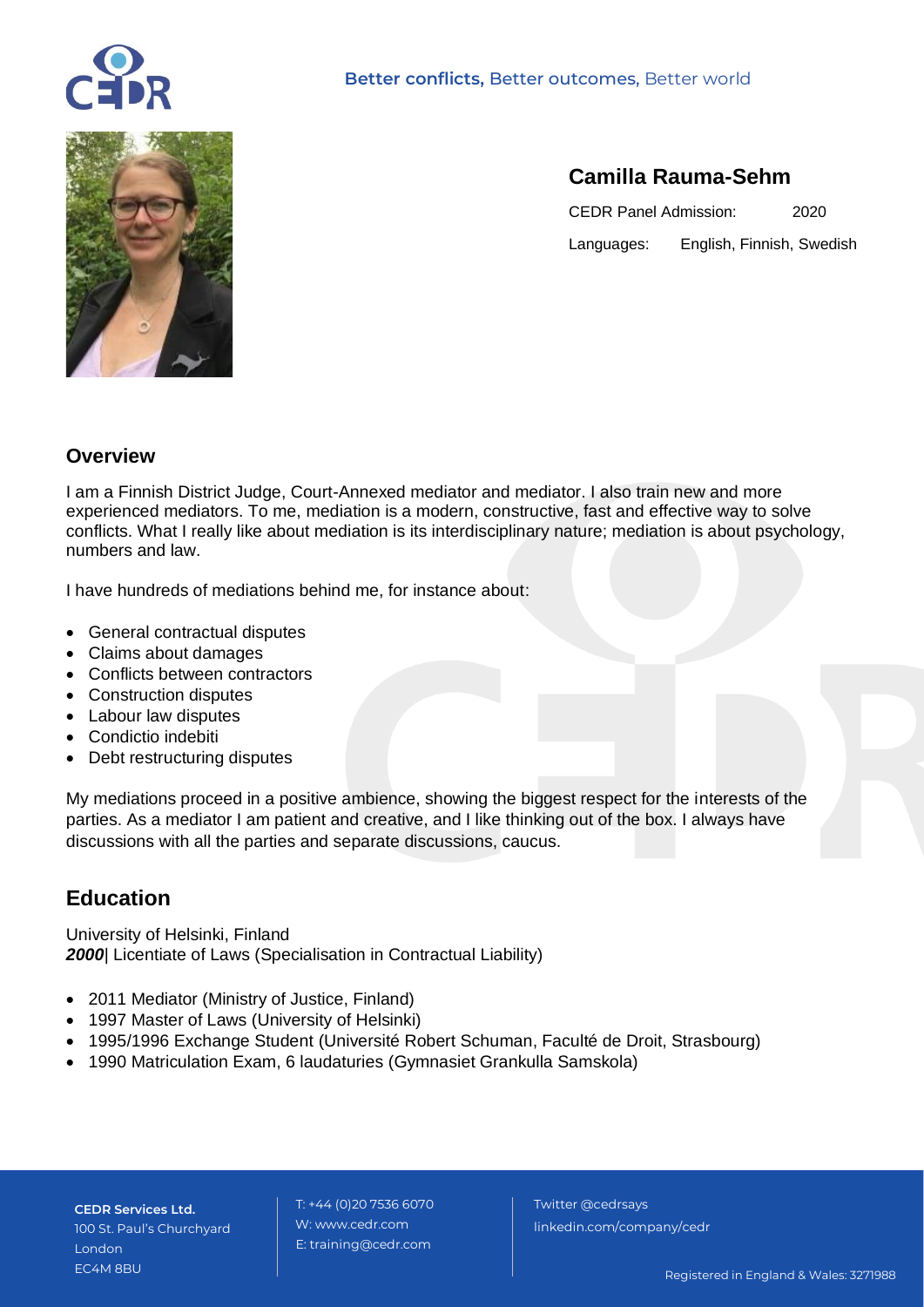**Better conflicts,** Better outcomes, Better world

## Camilla Rauma-Sehm

CEDR Panel Admission: 2020

Languages: English, Finnish, Swedish

## Overview

I am a Finnish District Judge, Court-Annexed mediator and mediator. I also train new and more experienced mediators. To me, mediation is a modern, constructive, fast and effective way to solve conflicts. What I really like about mediation is its interdisciplinary nature; mediation is about psychology, numbers and law.

I have hundreds of mediations behind me, for instance about:

- General contractual disputes
- Claims about damages
- Conflicts between contractors
- Construction disputes
- Labour law disputes
- Condictio indebiti
- Debt restructuring disputes

My mediations proceed in a positive ambience, showing the biggest respect for the interests of the parties. As a mediator I am patient and creative, and I like thinking out of the box. I always have discussions with all the parties and separate discussions, caucus.

## Education

University of Helsinki, Finland
***2000***| Licentiate of Laws (Specialisation in Contractual Liability)

- 2011 Mediator (Ministry of Justice, Finland)
- 1997 Master of Laws (University of Helsinki)
- 1995/1996 Exchange Student (Université Robert Schuman, Faculté de Droit, Strasbourg)
- 1990 Matriculation Exam, 6 laudaturies (Gymnasiet Grankulla Samskola)

**CEDR Services Ltd.**
100 St. Paul's Churchyard
London
EC4M 8BU

T: +44 (0)20 7536 6070
W: www.cedr.com
E: training@cedr.com

Twitter @cedrsays
linkedin.com/company/cedr

Registered in England & Wales: 3271988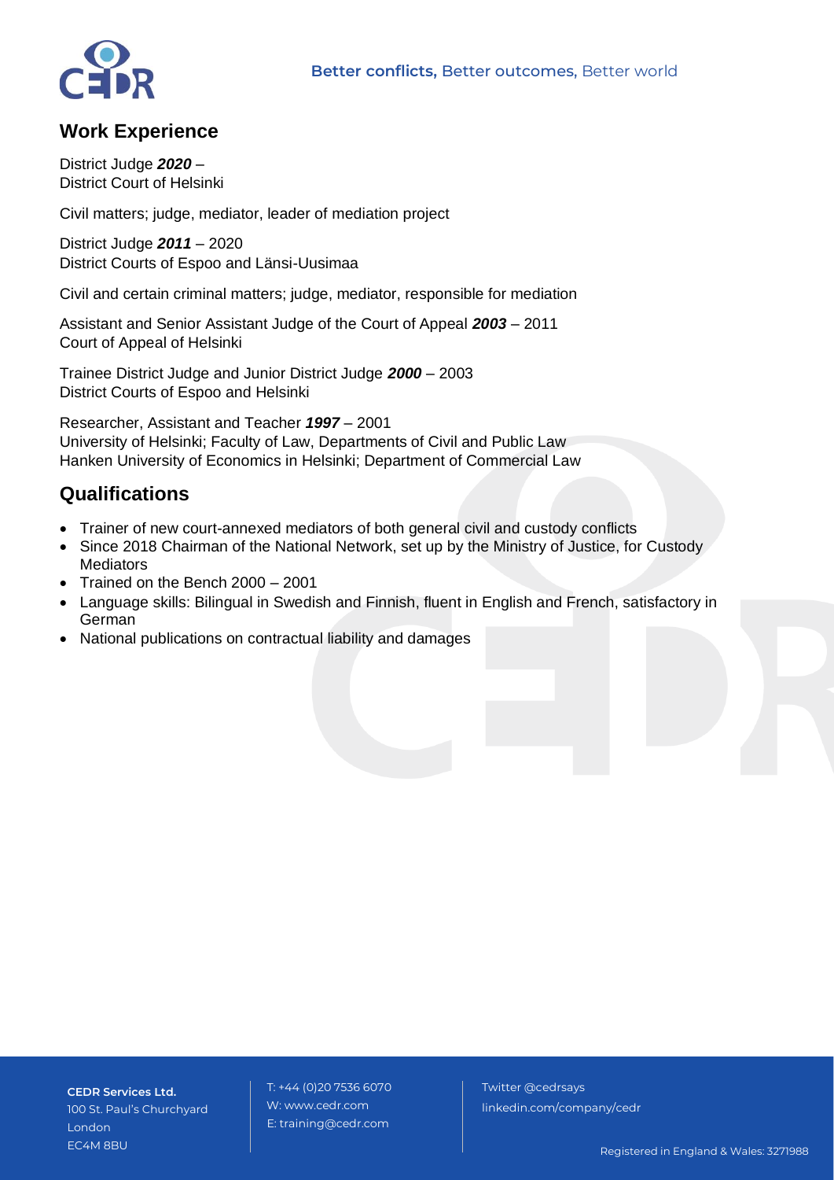## Work Experience

District Judge ***2020*** –
District Court of Helsinki

Civil matters; judge, mediator, leader of mediation project

District Judge ***2011*** – 2020
District Courts of Espoo and Länsi-Uusimaa

Civil and certain criminal matters; judge, mediator, responsible for mediation

Assistant and Senior Assistant Judge of the Court of Appeal ***2003*** – 2011
Court of Appeal of Helsinki

Trainee District Judge and Junior District Judge ***2000*** – 2003
District Courts of Espoo and Helsinki

Researcher, Assistant and Teacher ***1997*** – 2001
University of Helsinki; Faculty of Law, Departments of Civil and Public Law
Hanken University of Economics in Helsinki; Department of Commercial Law

## Qualifications

- Trainer of new court-annexed mediators of both general civil and custody conflicts
- Since 2018 Chairman of the National Network, set up by the Ministry of Justice, for Custody Mediators
- Trained on the Bench 2000 – 2001
- Language skills: Bilingual in Swedish and Finnish, fluent in English and French, satisfactory in German
- National publications on contractual liability and damages